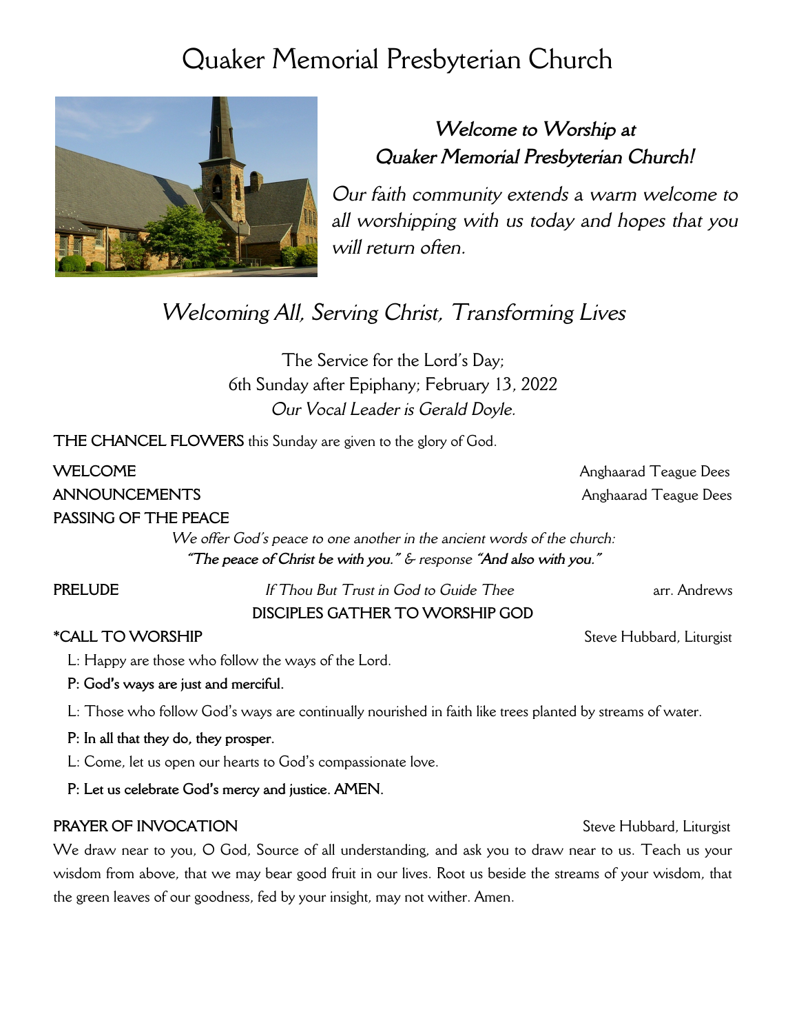# Quaker Memorial Presbyterian Church

***Welcome to Worship at Quaker Memorial Presbyterian Church!***

*Our faith community extends a warm welcome to all worshipping with us today and hopes that you will return often.*

*Welcoming All, Serving Christ, Transforming Lives*

The Service for the Lord's Day;
6th Sunday after Epiphany; February 13, 2022
*Our Vocal Leader is Gerald Doyle.*

**THE CHANCEL FLOWERS** this Sunday are given to the glory of God.

**WELCOME** Anghaarad Teague Dees

**ANNOUNCEMENTS** Anghaarad Teague Dees

**PASSING OF THE PEACE**

*We offer God's peace to one another in the ancient words of the church:*
***"The peace of Christ be with you."** & response **"And also with you."***

**PRELUDE** *If Thou But Trust in God to Guide Thee* arr. Andrews

**DISCIPLES GATHER TO WORSHIP GOD**

**\*CALL TO WORSHIP** Steve Hubbard, Liturgist

L: Happy are those who follow the ways of the Lord.

**P: God's ways are just and merciful.**

L: Those who follow God's ways are continually nourished in faith like trees planted by streams of water.

**P: In all that they do, they prosper.**

L: Come, let us open our hearts to God's compassionate love.

**P: Let us celebrate God's mercy and justice. AMEN.**

**PRAYER OF INVOCATION** Steve Hubbard, Liturgist

We draw near to you, O God, Source of all understanding, and ask you to draw near to us. Teach us your wisdom from above, that we may bear good fruit in our lives. Root us beside the streams of your wisdom, that the green leaves of our goodness, fed by your insight, may not wither. Amen.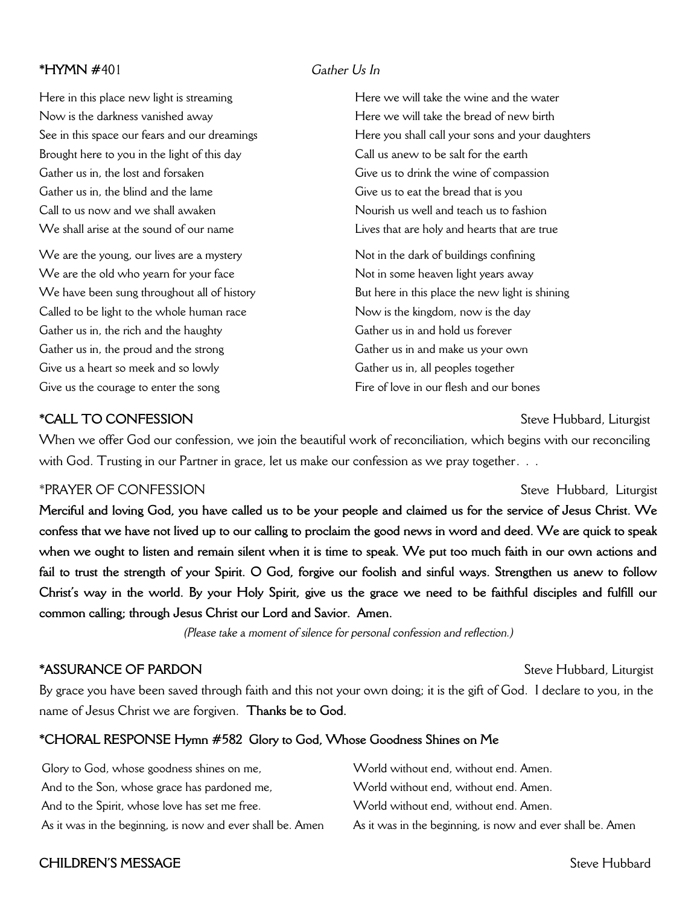**\*HYMN #**401 *Gather Us In*

Here in this place new light is streaming
Now is the darkness vanished away
See in this space our fears and our dreamings
Brought here to you in the light of this day
Gather us in, the lost and forsaken
Gather us in, the blind and the lame
Call to us now and we shall awaken
We shall arise at the sound of our name

We are the young, our lives are a mystery
We are the old who yearn for your face
We have been sung throughout all of history
Called to be light to the whole human race
Gather us in, the rich and the haughty
Gather us in, the proud and the strong
Give us a heart so meek and so lowly
Give us the courage to enter the song

Here we will take the wine and the water
Here we will take the bread of new birth
Here you shall call your sons and your daughters
Call us anew to be salt for the earth
Give us to drink the wine of compassion
Give us to eat the bread that is you
Nourish us well and teach us to fashion
Lives that are holy and hearts that are true

Not in the dark of buildings confining
Not in some heaven light years away
But here in this place the new light is shining
Now is the kingdom, now is the day
Gather us in and hold us forever
Gather us in and make us your own
Gather us in, all peoples together
Fire of love in our flesh and our bones

**\*CALL TO CONFESSION** Steve Hubbard, Liturgist

When we offer God our confession, we join the beautiful work of reconciliation, which begins with our reconciling with God. Trusting in our Partner in grace, let us make our confession as we pray together. . .

\*PRAYER OF CONFESSION Steve Hubbard, Liturgist

**Merciful and loving God, you have called us to be your people and claimed us for the service of Jesus Christ. We confess that we have not lived up to our calling to proclaim the good news in word and deed. We are quick to speak when we ought to listen and remain silent when it is time to speak. We put too much faith in our own actions and fail to trust the strength of your Spirit. O God, forgive our foolish and sinful ways. Strengthen us anew to follow Christ's way in the world. By your Holy Spirit, give us the grace we need to be faithful disciples and fulfill our common calling; through Jesus Christ our Lord and Savior. Amen.**

*(Please take a moment of silence for personal confession and reflection.)*

**\*ASSURANCE OF PARDON** Steve Hubbard, Liturgist

By grace you have been saved through faith and this not your own doing; it is the gift of God. I declare to you, in the name of Jesus Christ we are forgiven. **Thanks be to God.**

**\*CHORAL RESPONSE Hymn #582 Glory to God, Whose Goodness Shines on Me**

Glory to God, whose goodness shines on me,
And to the Son, whose grace has pardoned me,
And to the Spirit, whose love has set me free.
As it was in the beginning, is now and ever shall be. Amen

World without end, without end. Amen.
World without end, without end. Amen.
World without end, without end. Amen.
As it was in the beginning, is now and ever shall be. Amen

**CHILDREN'S MESSAGE** Steve Hubbard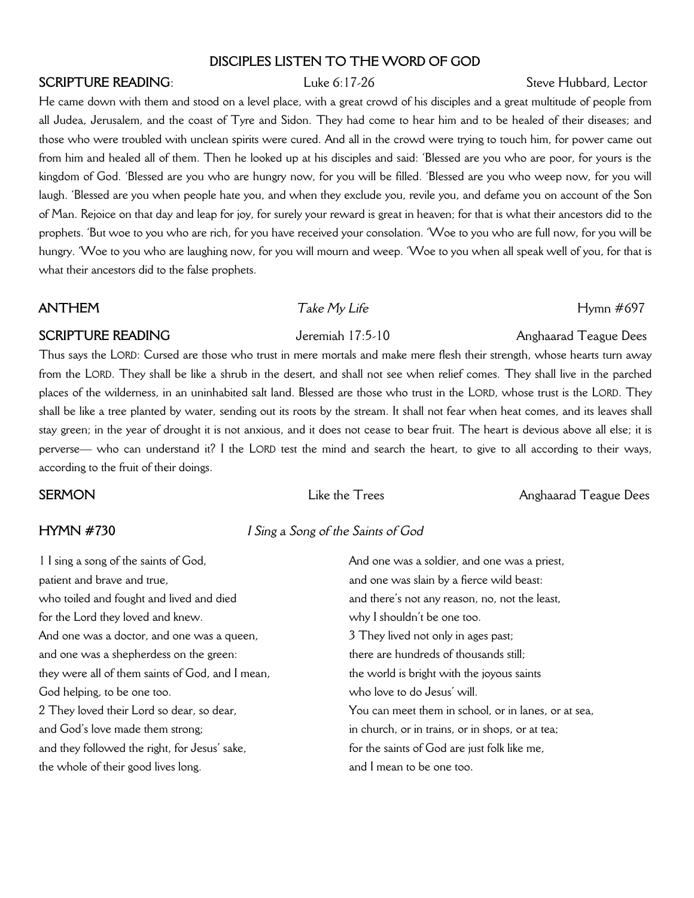## DISCIPLES LISTEN TO THE WORD OF GOD

**SCRIPTURE READING**: Luke 6:17-26 Steve Hubbard, Lector

He came down with them and stood on a level place, with a great crowd of his disciples and a great multitude of people from all Judea, Jerusalem, and the coast of Tyre and Sidon. They had come to hear him and to be healed of their diseases; and those who were troubled with unclean spirits were cured. And all in the crowd were trying to touch him, for power came out from him and healed all of them. Then he looked up at his disciples and said: 'Blessed are you who are poor, for yours is the kingdom of God. 'Blessed are you who are hungry now, for you will be filled. 'Blessed are you who weep now, for you will laugh. 'Blessed are you when people hate you, and when they exclude you, revile you, and defame you on account of the Son of Man. Rejoice on that day and leap for joy, for surely your reward is great in heaven; for that is what their ancestors did to the prophets. 'But woe to you who are rich, for you have received your consolation. 'Woe to you who are full now, for you will be hungry. 'Woe to you who are laughing now, for you will mourn and weep. 'Woe to you when all speak well of you, for that is what their ancestors did to the false prophets.

**ANTHEM** *Take My Life* Hymn #697

**SCRIPTURE READING** Jeremiah 17:5-10 Anghaarad Teague Dees

Thus says the LORD: Cursed are those who trust in mere mortals and make mere flesh their strength, whose hearts turn away from the LORD. They shall be like a shrub in the desert, and shall not see when relief comes. They shall live in the parched places of the wilderness, in an uninhabited salt land. Blessed are those who trust in the LORD, whose trust is the LORD. They shall be like a tree planted by water, sending out its roots by the stream. It shall not fear when heat comes, and its leaves shall stay green; in the year of drought it is not anxious, and it does not cease to bear fruit. The heart is devious above all else; it is perverse— who can understand it? I the LORD test the mind and search the heart, to give to all according to their ways, according to the fruit of their doings.

**SERMON** Like the Trees Anghaarad Teague Dees

**HYMN #730** *I Sing a Song of the Saints of God*

1 I sing a song of the saints of God,
patient and brave and true,
who toiled and fought and lived and died
for the Lord they loved and knew.
And one was a doctor, and one was a queen,
and one was a shepherdess on the green:
they were all of them saints of God, and I mean,
God helping, to be one too.

2 They loved their Lord so dear, so dear,
and God's love made them strong;
and they followed the right, for Jesus' sake,
the whole of their good lives long.
And one was a soldier, and one was a priest,
and one was slain by a fierce wild beast:
and there's not any reason, no, not the least,
why I shouldn't be one too.

3 They lived not only in ages past;
there are hundreds of thousands still;
the world is bright with the joyous saints
who love to do Jesus' will.
You can meet them in school, or in lanes, or at sea,
in church, or in trains, or in shops, or at tea;
for the saints of God are just folk like me,
and I mean to be one too.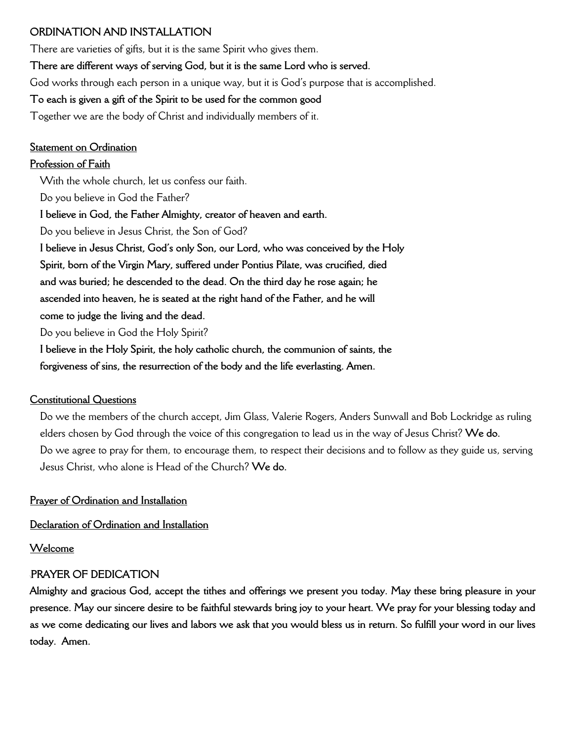## ORDINATION AND INSTALLATION

There are varieties of gifts, but it is the same Spirit who gives them.

**There are different ways of serving God, but it is the same Lord who is served.**

God works through each person in a unique way, but it is God's purpose that is accomplished.

**To each is given a gift of the Spirit to be used for the common good**

Together we are the body of Christ and individually members of it.

<u>Statement on Ordination</u>

<u>Profession of Faith</u>

With the whole church, let us confess our faith.

Do you believe in God the Father?

**I believe in God, the Father Almighty, creator of heaven and earth.**

Do you believe in Jesus Christ, the Son of God?

**I believe in Jesus Christ, God's only Son, our Lord, who was conceived by the Holy Spirit, born of the Virgin Mary, suffered under Pontius Pilate, was crucified, died and was buried; he descended to the dead. On the third day he rose again; he ascended into heaven, he is seated at the right hand of the Father, and he will come to judge the living and the dead.**

Do you believe in God the Holy Spirit?

**I believe in the Holy Spirit, the holy catholic church, the communion of saints, the forgiveness of sins, the resurrection of the body and the life everlasting. Amen.**

<u>Constitutional Questions</u>

Do we the members of the church accept, Jim Glass, Valerie Rogers, Anders Sunwall and Bob Lockridge as ruling elders chosen by God through the voice of this congregation to lead us in the way of Jesus Christ? **We do.**

Do we agree to pray for them, to encourage them, to respect their decisions and to follow as they guide us, serving Jesus Christ, who alone is Head of the Church? **We do.**

<u>Prayer of Ordination and Installation</u>

<u>Declaration of Ordination and Installation</u>

<u>Welcome</u>

## PRAYER OF DEDICATION

**Almighty and gracious God, accept the tithes and offerings we present you today. May these bring pleasure in your presence. May our sincere desire to be faithful stewards bring joy to your heart. We pray for your blessing today and as we come dedicating our lives and labors we ask that you would bless us in return. So fulfill your word in our lives today. Amen.**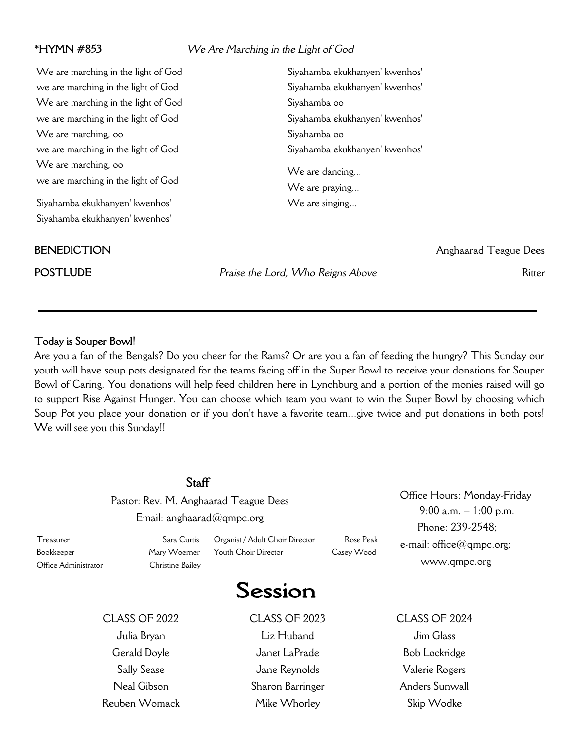**\*HYMN #853** *We Are Marching in the Light of God*

We are marching in the light of God
we are marching in the light of God
We are marching in the light of God
we are marching in the light of God
We are marching, oo
we are marching in the light of God
We are marching, oo
we are marching in the light of God

Siyahamba ekukhanyen' kwenhos'
Siyahamba ekukhanyen' kwenhos'
Siyahamba ekukhanyen' kwenhos'
Siyahamba ekukhanyen' kwenhos'
Siyahamba oo
Siyahamba ekukhanyen' kwenhos'
Siyahamba oo
Siyahamba ekukhanyen' kwenhos'

We are dancing...
We are praying...
We are singing...

**BENEDICTION** Anghaarad Teague Dees

**POSTLUDE** *Praise the Lord, Who Reigns Above* Ritter

---

**Today is Souper Bowl!**

Are you a fan of the Bengals? Do you cheer for the Rams? Or are you a fan of feeding the hungry? This Sunday our youth will have soup pots designated for the teams facing off in the Super Bowl to receive your donations for Souper Bowl of Caring. You donations will help feed children here in Lynchburg and a portion of the monies raised will go to support Rise Against Hunger. You can choose which team you want to win the Super Bowl by choosing which Soup Pot you place your donation or if you don't have a favorite team...give twice and put donations in both pots! We will see you this Sunday!!

## Staff

Pastor: Rev. M. Anghaarad Teague Dees
Email: anghaarad@qmpc.org

| | | | |
|---|---|---|---|
| Treasurer | Sara Curtis | Organist / Adult Choir Director | Rose Peak |
| Bookkeeper | Mary Woerner | Youth Choir Director | Casey Wood |
| Office Administrator | Christine Bailey | | |

Office Hours: Monday-Friday
9:00 a.m. – 1:00 p.m.
Phone: 239-2548;
e-mail: office@qmpc.org;
www.qmpc.org

# Session

| CLASS OF 2022 | CLASS OF 2023 | CLASS OF 2024 |
|---|---|---|
| Julia Bryan | Liz Huband | Jim Glass |
| Gerald Doyle | Janet LaPrade | Bob Lockridge |
| Sally Sease | Jane Reynolds | Valerie Rogers |
| Neal Gibson | Sharon Barringer | Anders Sunwall |
| Reuben Womack | Mike Whorley | Skip Wodke |